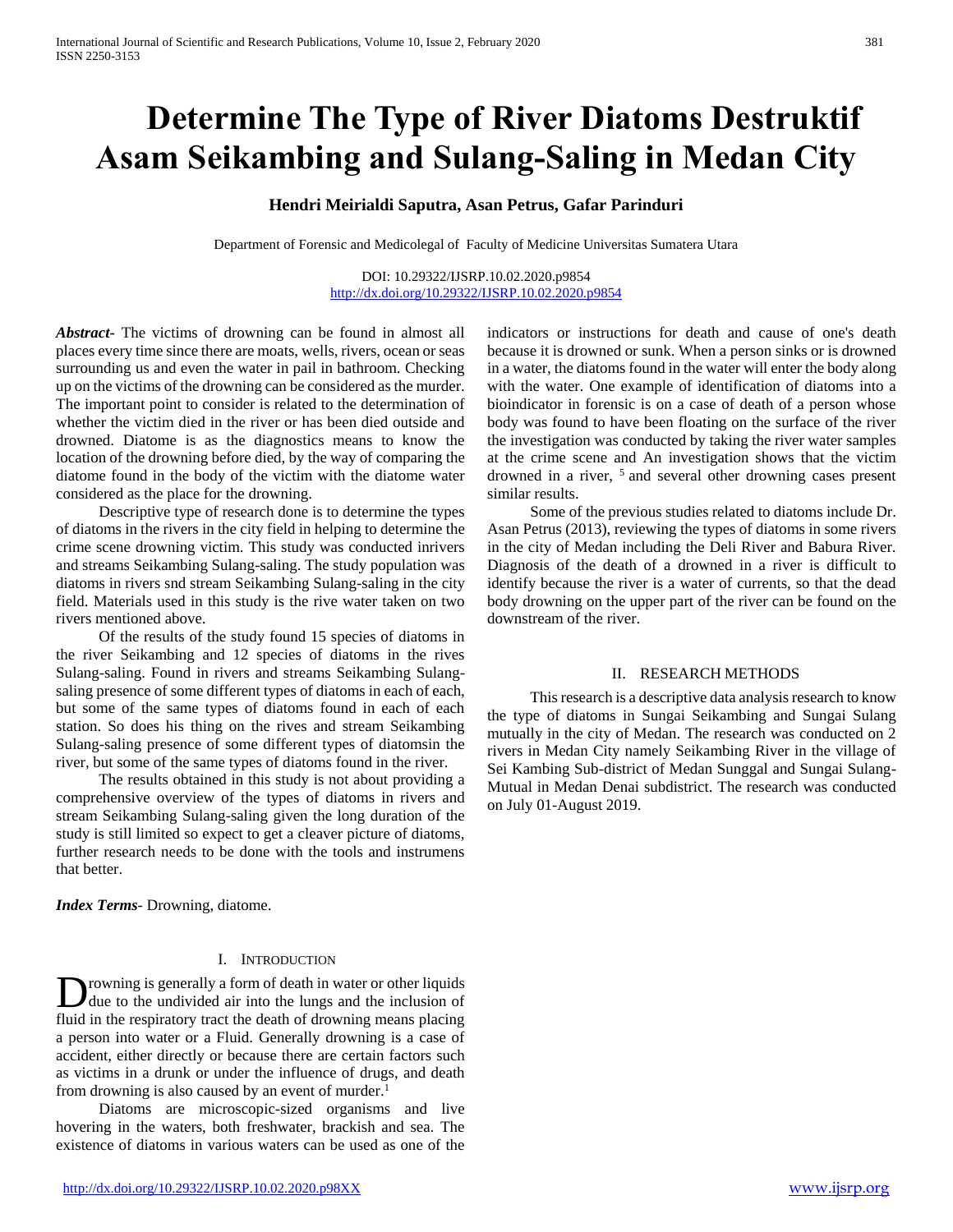# Determine The Type of River Diatoms Destruktif Asam Seikambing and Sulang-Saling in Medan City

**Hendri Meirialdi Saputra, Asan Petrus, Gafar Parinduri**

Department of Forensic and Medicolegal of Faculty of Medicine Universitas Sumatera Utara

DOI: 10.29322/IJSRP.10.02.2020.p9854
http://dx.doi.org/10.29322/IJSRP.10.02.2020.p9854

***Abstract***- The victims of drowning can be found in almost all places every time since there are moats, wells, rivers, ocean or seas surrounding us and even the water in pail in bathroom. Checking up on the victims of the drowning can be considered as the murder. The important point to consider is related to the determination of whether the victim died in the river or has been died outside and drowned. Diatome is as the diagnostics means to know the location of the drowning before died, by the way of comparing the diatome found in the body of the victim with the diatome water considered as the place for the drowning.

Descriptive type of research done is to determine the types of diatoms in the rivers in the city field in helping to determine the crime scene drowning victim. This study was conducted inrivers and streams Seikambing Sulang-saling. The study population was diatoms in rivers snd stream Seikambing Sulang-saling in the city field. Materials used in this study is the rive water taken on two rivers mentioned above.

Of the results of the study found 15 species of diatoms in the river Seikambing and 12 species of diatoms in the rives Sulang-saling. Found in rivers and streams Seikambing Sulang-saling presence of some different types of diatoms in each of each, but some of the same types of diatoms found in each of each station. So does his thing on the rives and stream Seikambing Sulang-saling presence of some different types of diatomsin the river, but some of the same types of diatoms found in the river.

The results obtained in this study is not about providing a comprehensive overview of the types of diatoms in rivers and stream Seikambing Sulang-saling given the long duration of the study is still limited so expect to get a cleaver picture of diatoms, further research needs to be done with the tools and instrumens that better.

***Index Terms***- Drowning, diatome.

## I. Introduction

Drowning is generally a form of death in water or other liquids due to the undivided air into the lungs and the inclusion of fluid in the respiratory tract the death of drowning means placing a person into water or a Fluid. Generally drowning is a case of accident, either directly or because there are certain factors such as victims in a drunk or under the influence of drugs, and death from drowning is also caused by an event of murder.[1]

Diatoms are microscopic-sized organisms and live hovering in the waters, both freshwater, brackish and sea. The existence of diatoms in various waters can be used as one of the indicators or instructions for death and cause of one's death because it is drowned or sunk. When a person sinks or is drowned in a water, the diatoms found in the water will enter the body along with the water. One example of identification of diatoms into a bioindicator in forensic is on a case of death of a person whose body was found to have been floating on the surface of the river the investigation was conducted by taking the river water samples at the crime scene and An investigation shows that the victim drowned in a river, [5] and several other drowning cases present similar results.

Some of the previous studies related to diatoms include Dr. Asan Petrus (2013), reviewing the types of diatoms in some rivers in the city of Medan including the Deli River and Babura River. Diagnosis of the death of a drowned in a river is difficult to identify because the river is a water of currents, so that the dead body drowning on the upper part of the river can be found on the downstream of the river.

## II. Research Methods

This research is a descriptive data analysis research to know the type of diatoms in Sungai Seikambing and Sungai Sulang mutually in the city of Medan. The research was conducted on 2 rivers in Medan City namely Seikambing River in the village of Sei Kambing Sub-district of Medan Sunggal and Sungai Sulang-Mutual in Medan Denai subdistrict. The research was conducted on July 01-August 2019.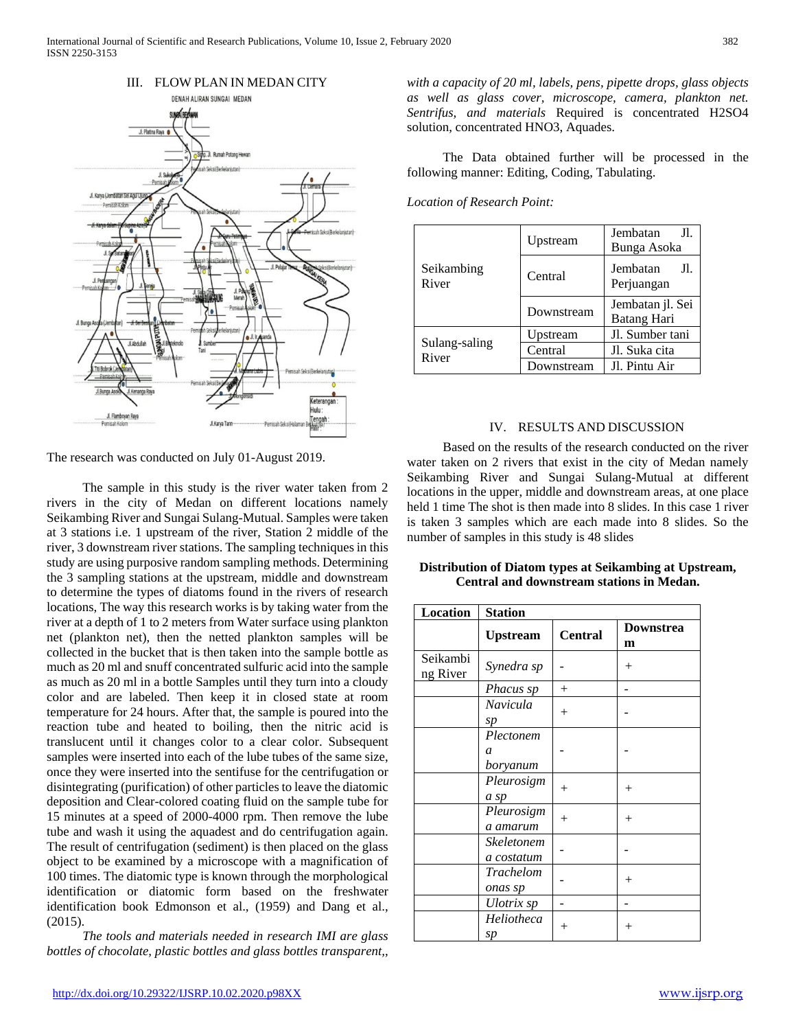## III. FLOW PLAN IN MEDAN CITY

The research was conducted on July 01-August 2019.

The sample in this study is the river water taken from 2 rivers in the city of Medan on different locations namely Seikambing River and Sungai Sulang-Mutual. Samples were taken at 3 stations i.e. 1 upstream of the river, Station 2 middle of the river, 3 downstream river stations. The sampling techniques in this study are using purposive random sampling methods. Determining the 3 sampling stations at the upstream, middle and downstream to determine the types of diatoms found in the rivers of research locations, The way this research works is by taking water from the river at a depth of 1 to 2 meters from Water surface using plankton net (plankton net), then the netted plankton samples will be collected in the bucket that is then taken into the sample bottle as much as 20 ml and snuff concentrated sulfuric acid into the sample as much as 20 ml in a bottle Samples until they turn into a cloudy color and are labeled. Then keep it in closed state at room temperature for 24 hours. After that, the sample is poured into the reaction tube and heated to boiling, then the nitric acid is translucent until it changes color to a clear color. Subsequent samples were inserted into each of the lube tubes of the same size, once they were inserted into the sentifuse for the centrifugation or disintegrating (purification) of other particles to leave the diatomic deposition and Clear-colored coating fluid on the sample tube for 15 minutes at a speed of 2000-4000 rpm. Then remove the lube tube and wash it using the aquadest and do centrifugation again. The result of centrifugation (sediment) is then placed on the glass object to be examined by a microscope with a magnification of 100 times. The diatomic type is known through the morphological identification or diatomic form based on the freshwater identification book Edmonson et al., (1959) and Dang et al., (2015).

*The tools and materials needed in research IMI are glass bottles of chocolate, plastic bottles and glass bottles transparent,, with a capacity of 20 ml, labels, pens, pipette drops, glass objects as well as glass cover, microscope, camera, plankton net. Sentrifus, and materials* Required is concentrated $H_2SO_4$ solution, concentrated $HNO_3$, Aquades.

The Data obtained further will be processed in the following manner: Editing, Coding, Tabulating.

*Location of Research Point:*

| | | |
|---|---|---|
| Seikambing River | Upstream | Jembatan Jl. Bunga Asoka |
| | Central | Jembatan Jl. Perjuangan |
| | Downstream | Jembatan jl. Sei Batang Hari |
| Sulang-saling River | Upstream | Jl. Sumber tani |
| | Central | Jl. Suka cita |
| | Downstream | Jl. Pintu Air |

## IV. RESULTS AND DISCUSSION

Based on the results of the research conducted on the river water taken on 2 rivers that exist in the city of Medan namely Seikambing River and Sungai Sulang-Mutual at different locations in the upper, middle and downstream areas, at one place held 1 time The shot is then made into 8 slides. In this case 1 river is taken 3 samples which are each made into 8 slides. So the number of samples in this study is 48 slides

**Distribution of Diatom types at Seikambing at Upstream, Central and downstream stations in Medan.**

| Location | Station | | |
|---|---|---|---|
| | **Upstream** | **Central** | **Downstream** |
| Seikambing River | *Synedra sp* | - | + |
| | *Phacus sp* | + | - |
| | *Navicula sp* | + | - |
| | *Plectonema boryanum* | - | - |
| | *Pleurosigma sp* | + | + |
| | *Pleurosigma amarum* | + | + |
| | *Skeletonema costatum* | - | - |
| | *Trachelomonas sp* | - | + |
| | *Ulotrix sp* | - | - |
| | *Heliotheca sp* | + | + |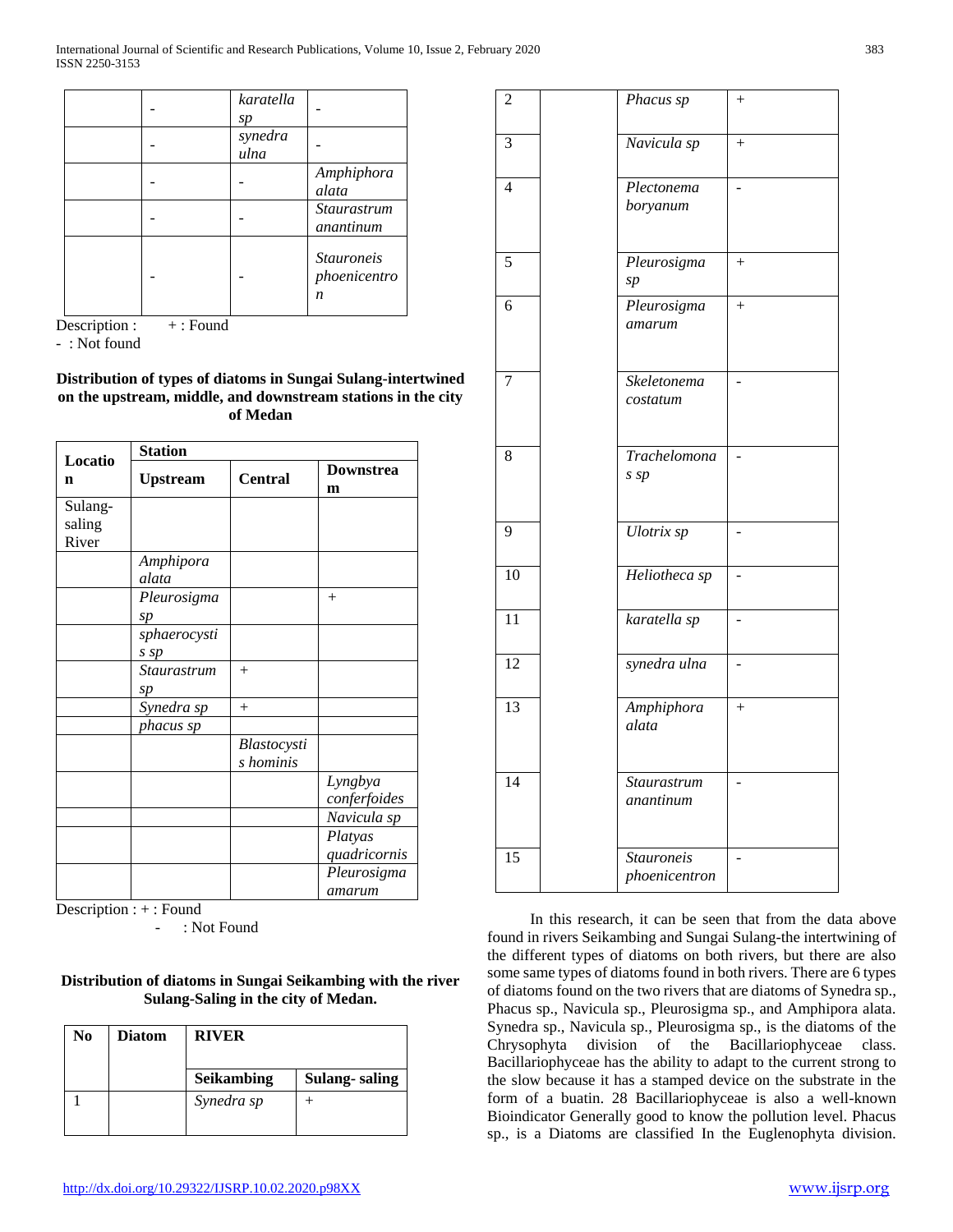| | - | *karatella sp* | - |
|---|---|---|---|
| | - | *synedra ulna* | - |
| | - | - | *Amphiphora alata* |
| | - | - | *Staurastrum anantinum* |
| | - | - | *Stauroneis phoenicentron* |

Description : + : Found
- : Not found

**Distribution of types of diatoms in Sungai Sulang-intertwined on the upstream, middle, and downstream stations in the city of Medan**

| Location | Station | | |
|---|---|---|---|
| | **Upstream** | **Central** | **Downstream** |
| Sulang-saling River | | | |
| | *Amphipora alata* | | |
| | *Pleurosigma sp* | | + |
| | *sphaerocystis sp* | | |
| | *Staurastrum sp* | + | |
| | *Synedra sp* | + | |
| | *phacus sp* | | |
| | | *Blastocystis hominis* | |
| | | | *Lyngbya conferfoides* |
| | | | *Navicula sp* |
| | | | *Platyas quadricornis* |
| | | | *Pleurosigma amarum* |

Description : + : Found
- : Not Found

**Distribution of diatoms in Sungai Seikambing with the river Sulang-Saling in the city of Medan.**

| No | Diatom | RIVER | |
|---|---|---|---|
| | | **Seikambing** | **Sulang- saling** |
| 1 | | *Synedra sp* | + |
| 2 | | *Phacus sp* | + |
| 3 | | *Navicula sp* | + |
| 4 | | *Plectonema boryanum* | - |
| 5 | | *Pleurosigma sp* | + |
| 6 | | *Pleurosigma amarum* | + |
| 7 | | *Skeletonema costatum* | - |
| 8 | | *Trachelomonas sp* | - |
| 9 | | *Ulotrix sp* | - |
| 10 | | *Heliotheca sp* | - |
| 11 | | *karatella sp* | - |
| 12 | | *synedra ulna* | - |
| 13 | | *Amphiphora alata* | + |
| 14 | | *Staurastrum anantinum* | - |
| 15 | | *Stauroneis phoenicentron* | - |

In this research, it can be seen that from the data above found in rivers Seikambing and Sungai Sulang-the intertwining of the different types of diatoms on both rivers, but there are also some same types of diatoms found in both rivers. There are 6 types of diatoms found on the two rivers that are diatoms of Synedra sp., Phacus sp., Navicula sp., Pleurosigma sp., and Amphipora alata. Synedra sp., Navicula sp., Pleurosigma sp., is the diatoms of the Chrysophyta division of the Bacillariophyceae class. Bacillariophyceae has the ability to adapt to the current strong to the slow because it has a stamped device on the substrate in the form of a buatin. 28 Bacillariophyceae is also a well-known Bioindicator Generally good to know the pollution level. Phacus sp., is a Diatoms are classified In the Euglenophyta division.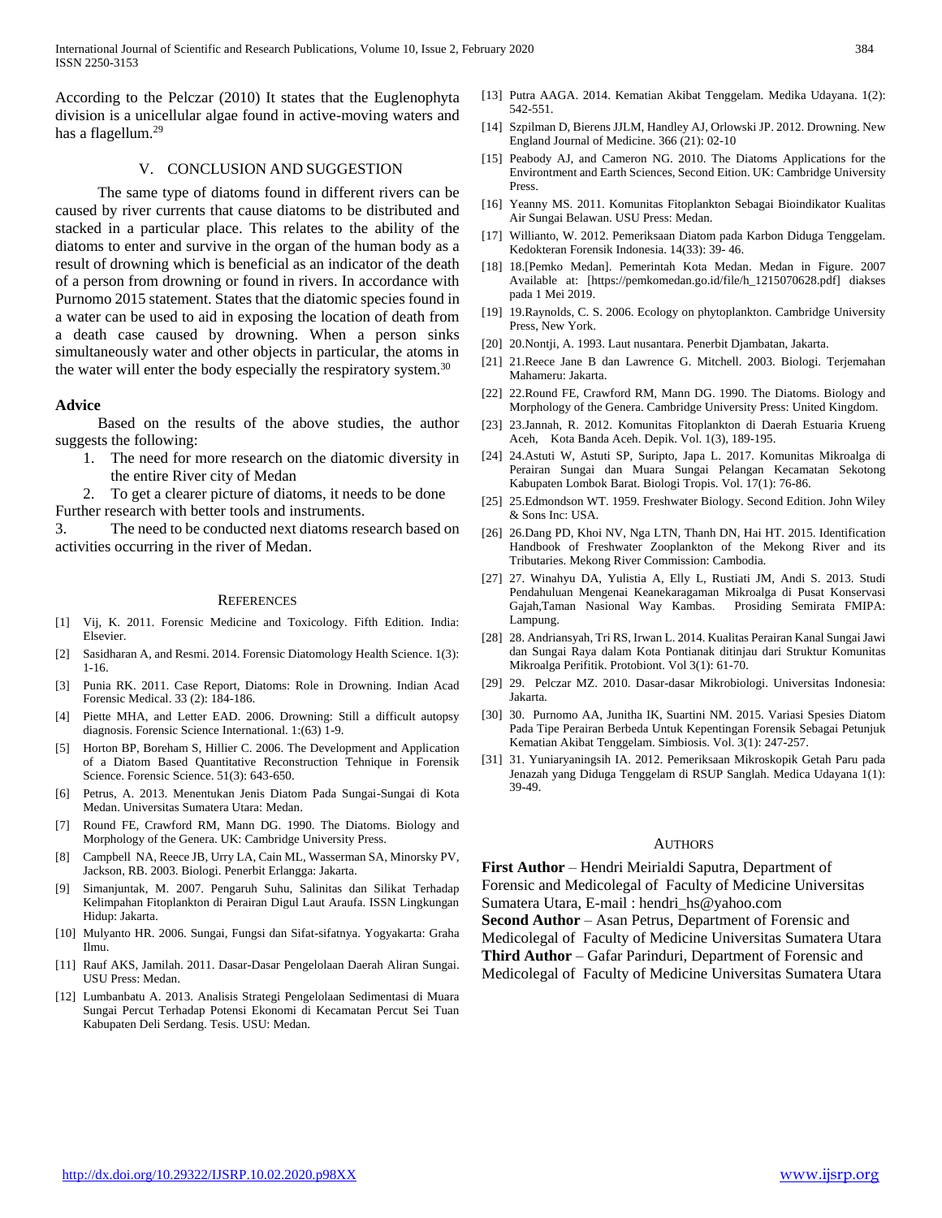According to the Pelczar (2010) It states that the Euglenophyta division is a unicellular algae found in active-moving waters and has a flagellum.[29]

## V. CONCLUSION AND SUGGESTION

The same type of diatoms found in different rivers can be caused by river currents that cause diatoms to be distributed and stacked in a particular place. This relates to the ability of the diatoms to enter and survive in the organ of the human body as a result of drowning which is beneficial as an indicator of the death of a person from drowning or found in rivers. In accordance with Purnomo 2015 statement. States that the diatomic species found in a water can be used to aid in exposing the location of death from a death case caused by drowning. When a person sinks simultaneously water and other objects in particular, the atoms in the water will enter the body especially the respiratory system.[30]

### Advice

Based on the results of the above studies, the author suggests the following:

1. The need for more research on the diatomic diversity in the entire River city of Medan
2. To get a clearer picture of diatoms, it needs to be done

Further research with better tools and instruments.

3. The need to be conducted next diatoms research based on activities occurring in the river of Medan.

## REFERENCES

[1] Vij, K. 2011. Forensic Medicine and Toxicology. Fifth Edition. India: Elsevier.

[2] Sasidharan A, and Resmi. 2014. Forensic Diatomology Health Science. 1(3): 1-16.

[3] Punia RK. 2011. Case Report, Diatoms: Role in Drowning. Indian Acad Forensic Medical. 33 (2): 184-186.

[4] Piette MHA, and Letter EAD. 2006. Drowning: Still a difficult autopsy diagnosis. Forensic Science International. 1:(63) 1-9.

[5] Horton BP, Boreham S, Hillier C. 2006. The Development and Application of a Diatom Based Quantitative Reconstruction Tehnique in Forensik Science. Forensic Science. 51(3): 643-650.

[6] Petrus, A. 2013. Menentukan Jenis Diatom Pada Sungai-Sungai di Kota Medan. Universitas Sumatera Utara: Medan.

[7] Round FE, Crawford RM, Mann DG. 1990. The Diatoms. Biology and Morphology of the Genera. UK: Cambridge University Press.

[8] Campbell NA, Reece JB, Urry LA, Cain ML, Wasserman SA, Minorsky PV, Jackson, RB. 2003. Biologi. Penerbit Erlangga: Jakarta.

[9] Simanjuntak, M. 2007. Pengaruh Suhu, Salinitas dan Silikat Terhadap Kelimpahan Fitoplankton di Perairan Digul Laut Araufa. ISSN Lingkungan Hidup: Jakarta.

[10] Mulyanto HR. 2006. Sungai, Fungsi dan Sifat-sifatnya. Yogyakarta: Graha Ilmu.

[11] Rauf AKS, Jamilah. 2011. Dasar-Dasar Pengelolaan Daerah Aliran Sungai. USU Press: Medan.

[12] Lumbanbatu A. 2013. Analisis Strategi Pengelolaan Sedimentasi di Muara Sungai Percut Terhadap Potensi Ekonomi di Kecamatan Percut Sei Tuan Kabupaten Deli Serdang. Tesis. USU: Medan.

[13] Putra AAGA. 2014. Kematian Akibat Tenggelam. Medika Udayana. 1(2): 542-551.

[14] Szpilman D, Bierens JJLM, Handley AJ, Orlowski JP. 2012. Drowning. New England Journal of Medicine. 366 (21): 02-10

[15] Peabody AJ, and Cameron NG. 2010. The Diatoms Applications for the Environtment and Earth Sciences, Second Eition. UK: Cambridge University Press.

[16] Yeanny MS. 2011. Komunitas Fitoplankton Sebagai Bioindikator Kualitas Air Sungai Belawan. USU Press: Medan.

[17] Willianto, W. 2012. Pemeriksaan Diatom pada Karbon Diduga Tenggelam. Kedokteran Forensik Indonesia. 14(33): 39- 46.

[18] 18.[Pemko Medan]. Pemerintah Kota Medan. Medan in Figure. 2007 Available at: [https://pemkomedan.go.id/file/h_1215070628.pdf] diakses pada 1 Mei 2019.

[19] 19.Raynolds, C. S. 2006. Ecology on phytoplankton. Cambridge University Press, New York.

[20] 20.Nontji, A. 1993. Laut nusantara. Penerbit Djambatan, Jakarta.

[21] 21.Reece Jane B dan Lawrence G. Mitchell. 2003. Biologi. Terjemahan Mahameru: Jakarta.

[22] 22.Round FE, Crawford RM, Mann DG. 1990. The Diatoms. Biology and Morphology of the Genera. Cambridge University Press: United Kingdom.

[23] 23.Jannah, R. 2012. Komunitas Fitoplankton di Daerah Estuaria Krueng Aceh, Kota Banda Aceh. Depik. Vol. 1(3), 189-195.

[24] 24.Astuti W, Astuti SP, Suripto, Japa L. 2017. Komunitas Mikroalga di Perairan Sungai dan Muara Sungai Pelangan Kecamatan Sekotong Kabupaten Lombok Barat. Biologi Tropis. Vol. 17(1): 76-86.

[25] 25.Edmondson WT. 1959. Freshwater Biology. Second Edition. John Wiley & Sons Inc: USA.

[26] 26.Dang PD, Khoi NV, Nga LTN, Thanh DN, Hai HT. 2015. Identification Handbook of Freshwater Zooplankton of the Mekong River and its Tributaries. Mekong River Commission: Cambodia.

[27] 27. Winahyu DA, Yulistia A, Elly L, Rustiati JM, Andi S. 2013. Studi Pendahuluan Mengenai Keanekaragaman Mikroalga di Pusat Konservasi Gajah,Taman Nasional Way Kambas. Prosiding Semirata FMIPA: Lampung.

[28] 28. Andriansyah, Tri RS, Irwan L. 2014. Kualitas Perairan Kanal Sungai Jawi dan Sungai Raya dalam Kota Pontianak ditinjau dari Struktur Komunitas Mikroalga Perifitik. Protobiont. Vol 3(1): 61-70.

[29] 29. Pelczar MZ. 2010. Dasar-dasar Mikrobiologi. Universitas Indonesia: Jakarta.

[30] 30. Purnomo AA, Junitha IK, Suartini NM. 2015. Variasi Spesies Diatom Pada Tipe Perairan Berbeda Untuk Kepentingan Forensik Sebagai Petunjuk Kematian Akibat Tenggelam. Simbiosis. Vol. 3(1): 247-257.

[31] 31. Yuniaryaningsih IA. 2012. Pemeriksaan Mikroskopik Getah Paru pada Jenazah yang Diduga Tenggelam di RSUP Sanglah. Medica Udayana 1(1): 39-49.

## AUTHORS

**First Author** – Hendri Meirialdi Saputra, Department of Forensic and Medicolegal of Faculty of Medicine Universitas Sumatera Utara, E-mail : hendri_hs@yahoo.com

**Second Author** – Asan Petrus, Department of Forensic and Medicolegal of Faculty of Medicine Universitas Sumatera Utara

**Third Author** – Gafar Parinduri, Department of Forensic and Medicolegal of Faculty of Medicine Universitas Sumatera Utara